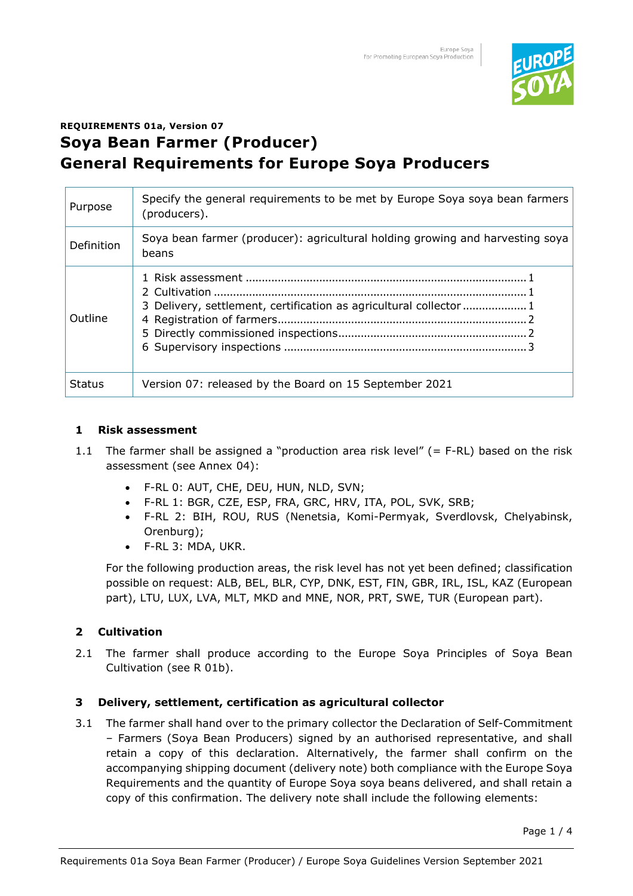REQUIREMENTS 01a, Version 07

# Soya Bean Farmer (Producer)
# General Requirements for Europe Soya Producers

| | |
|---|---|
| Purpose | Specify the general requirements to be met by Europe Soya soya bean farmers (producers). |
| Definition | Soya bean farmer (producer): agricultural holding growing and harvesting soya beans |
| Outline | 1 Risk assessment ..... 1<br>2 Cultivation ..... 1<br>3 Delivery, settlement, certification as agricultural collector ..... 1<br>4 Registration of farmers ..... 2<br>5 Directly commissioned inspections ..... 2<br>6 Supervisory inspections ..... 3 |
| Status | Version 07: released by the Board on 15 September 2021 |

## 1 Risk assessment

1.1 The farmer shall be assigned a "production area risk level" (= F-RL) based on the risk assessment (see Annex 04):

- F-RL 0: AUT, CHE, DEU, HUN, NLD, SVN;
- F-RL 1: BGR, CZE, ESP, FRA, GRC, HRV, ITA, POL, SVK, SRB;
- F-RL 2: BIH, ROU, RUS (Nenetsia, Komi-Permyak, Sverdlovsk, Chelyabinsk, Orenburg);
- F-RL 3: MDA, UKR.

For the following production areas, the risk level has not yet been defined; classification possible on request: ALB, BEL, BLR, CYP, DNK, EST, FIN, GBR, IRL, ISL, KAZ (European part), LTU, LUX, LVA, MLT, MKD and MNE, NOR, PRT, SWE, TUR (European part).

## 2 Cultivation

2.1 The farmer shall produce according to the Europe Soya Principles of Soya Bean Cultivation (see R 01b).

## 3 Delivery, settlement, certification as agricultural collector

3.1 The farmer shall hand over to the primary collector the Declaration of Self-Commitment – Farmers (Soya Bean Producers) signed by an authorised representative, and shall retain a copy of this declaration. Alternatively, the farmer shall confirm on the accompanying shipping document (delivery note) both compliance with the Europe Soya Requirements and the quantity of Europe Soya soya beans delivered, and shall retain a copy of this confirmation. The delivery note shall include the following elements: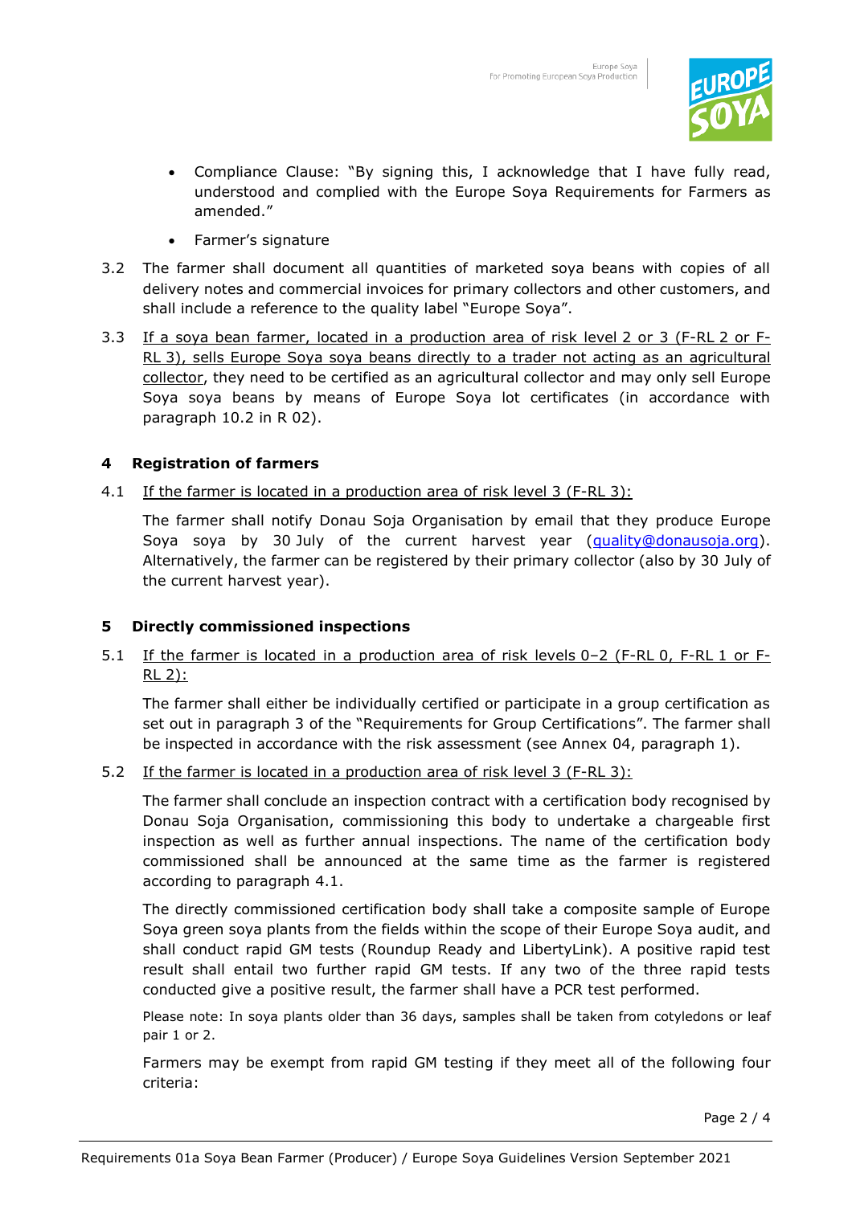- Compliance Clause: "By signing this, I acknowledge that I have fully read, understood and complied with the Europe Soya Requirements for Farmers as amended."
- Farmer's signature

3.2 The farmer shall document all quantities of marketed soya beans with copies of all delivery notes and commercial invoices for primary collectors and other customers, and shall include a reference to the quality label "Europe Soya".

3.3 <u>If a soya bean farmer, located in a production area of risk level 2 or 3 (F-RL 2 or F-RL 3), sells Europe Soya soya beans directly to a trader not acting as an agricultural collector</u>, they need to be certified as an agricultural collector and may only sell Europe Soya soya beans by means of Europe Soya lot certificates (in accordance with paragraph 10.2 in R 02).

## 4 Registration of farmers

4.1 <u>If the farmer is located in a production area of risk level 3 (F-RL 3):</u>

The farmer shall notify Donau Soja Organisation by email that they produce Europe Soya soya by 30 July of the current harvest year (quality@donausoja.org). Alternatively, the farmer can be registered by their primary collector (also by 30 July of the current harvest year).

## 5 Directly commissioned inspections

5.1 <u>If the farmer is located in a production area of risk levels 0–2 (F-RL 0, F-RL 1 or F-RL 2):</u>

The farmer shall either be individually certified or participate in a group certification as set out in paragraph 3 of the "Requirements for Group Certifications". The farmer shall be inspected in accordance with the risk assessment (see Annex 04, paragraph 1).

5.2 <u>If the farmer is located in a production area of risk level 3 (F-RL 3):</u>

The farmer shall conclude an inspection contract with a certification body recognised by Donau Soja Organisation, commissioning this body to undertake a chargeable first inspection as well as further annual inspections. The name of the certification body commissioned shall be announced at the same time as the farmer is registered according to paragraph 4.1.

The directly commissioned certification body shall take a composite sample of Europe Soya green soya plants from the fields within the scope of their Europe Soya audit, and shall conduct rapid GM tests (Roundup Ready and LibertyLink). A positive rapid test result shall entail two further rapid GM tests. If any two of the three rapid tests conducted give a positive result, the farmer shall have a PCR test performed.

Please note: In soya plants older than 36 days, samples shall be taken from cotyledons or leaf pair 1 or 2.

Farmers may be exempt from rapid GM testing if they meet all of the following four criteria: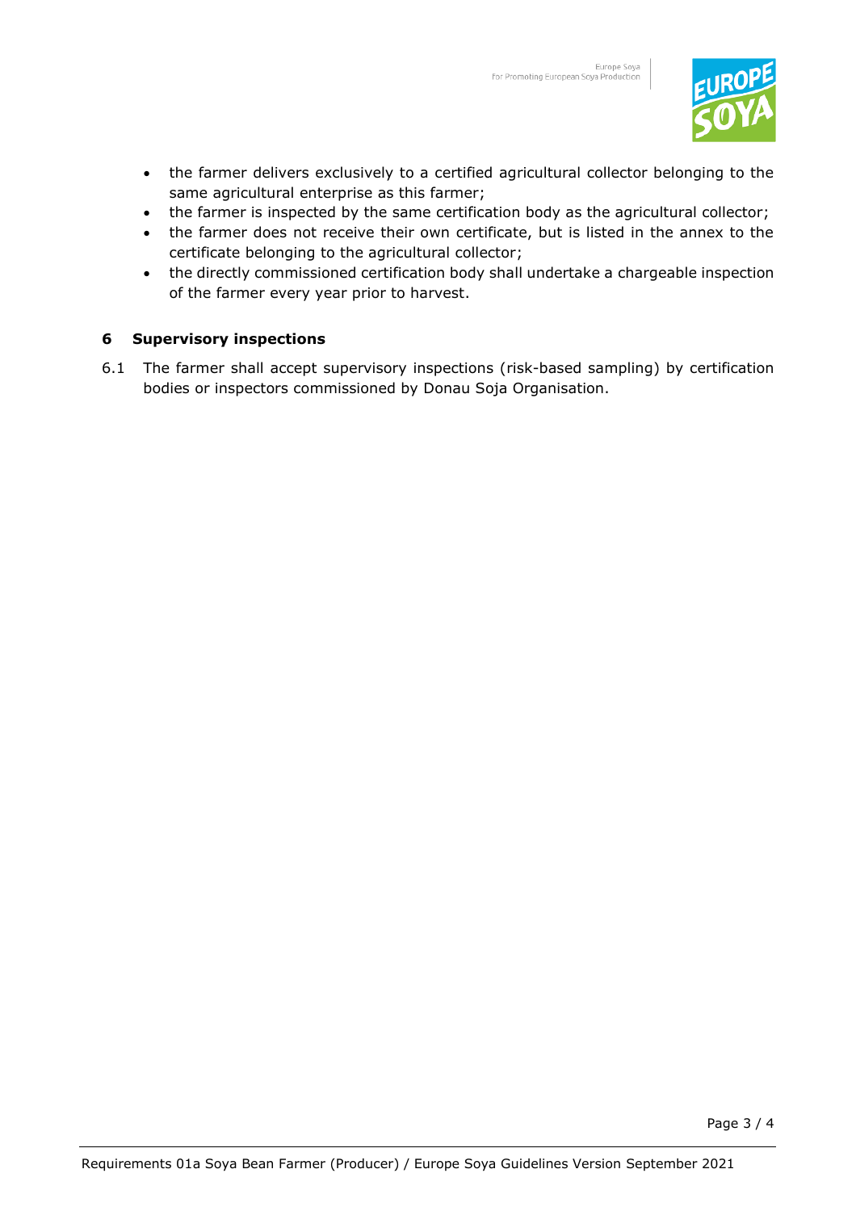- the farmer delivers exclusively to a certified agricultural collector belonging to the same agricultural enterprise as this farmer;
- the farmer is inspected by the same certification body as the agricultural collector;
- the farmer does not receive their own certificate, but is listed in the annex to the certificate belonging to the agricultural collector;
- the directly commissioned certification body shall undertake a chargeable inspection of the farmer every year prior to harvest.

## 6 Supervisory inspections

6.1 The farmer shall accept supervisory inspections (risk-based sampling) by certification bodies or inspectors commissioned by Donau Soja Organisation.